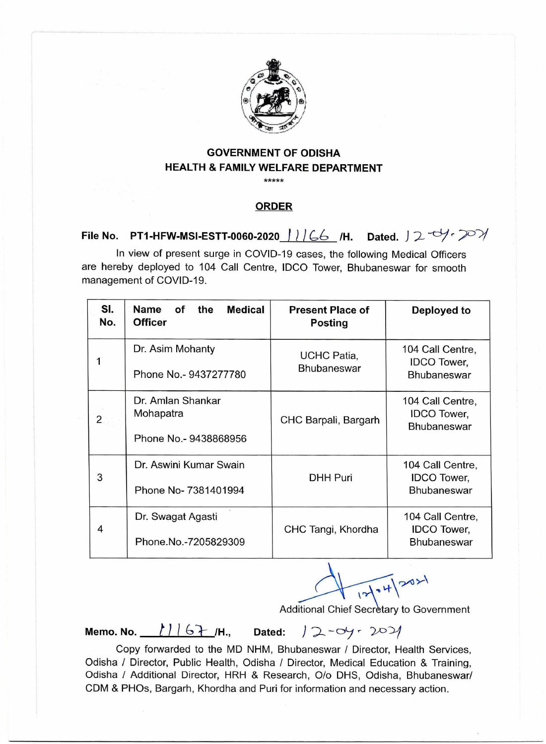# GOVERNMENT OF ODISHA
## HEALTH & FAMILY WELFARE DEPARTMENT

*****

**ORDER**

**File No. PT1-HFW-MSI-ESTT-0060-2020 11166 /H. Dated. 12-04-2021**

In view of present surge in COVID-19 cases, the following Medical Officers are hereby deployed to 104 Call Centre, IDCO Tower, Bhubaneswar for smooth management of COVID-19.

| Sl. No. | Name of the Medical Officer | Present Place of Posting | Deployed to |
|---|---|---|---|
| 1 | Dr. Asim Mohanty<br>Phone No.- 9437277780 | UCHC Patia, Bhubaneswar | 104 Call Centre, IDCO Tower, Bhubaneswar |
| 2 | Dr. Amlan Shankar Mohapatra<br>Phone No.- 9438868956 | CHC Barpali, Bargarh | 104 Call Centre, IDCO Tower, Bhubaneswar |
| 3 | Dr. Aswini Kumar Swain<br>Phone No- 7381401994 | DHH Puri | 104 Call Centre, IDCO Tower, Bhubaneswar |
| 4 | Dr. Swagat Agasti<br>Phone.No.-7205829309 | CHC Tangi, Khordha | 104 Call Centre, IDCO Tower, Bhubaneswar |

12.04.2021

Additional Chief Secretary to Government

**Memo. No. 11167 /H., Dated: 12-04-2021**

Copy forwarded to the MD NHM, Bhubaneswar / Director, Health Services, Odisha / Director, Public Health, Odisha / Director, Medical Education & Training, Odisha / Additional Director, HRH & Research, O/o DHS, Odisha, Bhubaneswar/ CDM & PHOs, Bargarh, Khordha and Puri for information and necessary action.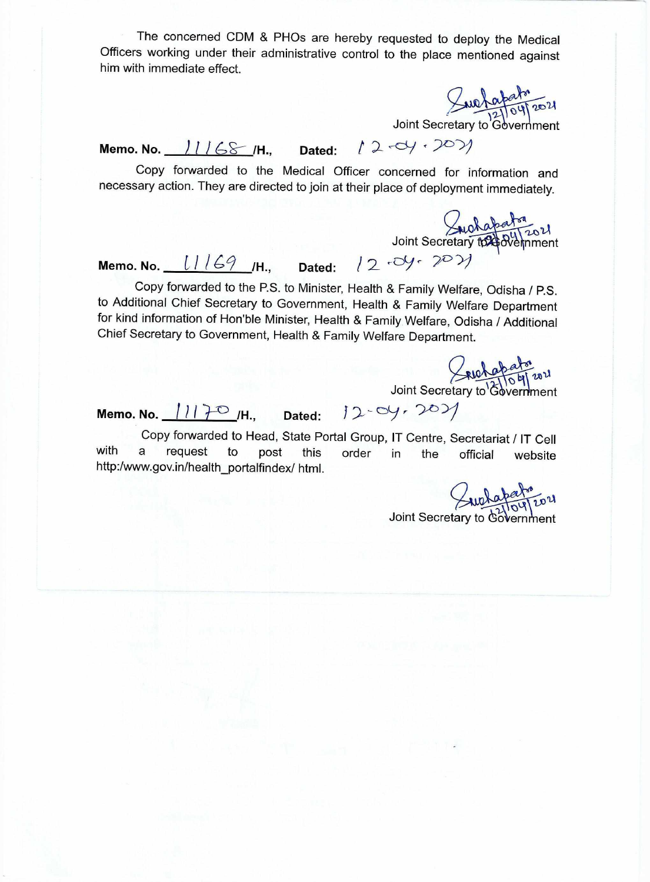The concerned CDM & PHOs are hereby requested to deploy the Medical Officers working under their administrative control to the place mentioned against him with immediate effect.

Joint Secretary to Government

**Memo. No.** 11168 **/H., Dated:** 12-04-2021

Copy forwarded to the Medical Officer concerned for information and necessary action. They are directed to join at their place of deployment immediately.

Joint Secretary to Government

**Memo. No.** 11169 **/H., Dated:** 12-04-2021

Copy forwarded to the P.S. to Minister, Health & Family Welfare, Odisha / P.S. to Additional Chief Secretary to Government, Health & Family Welfare Department for kind information of Hon'ble Minister, Health & Family Welfare, Odisha / Additional Chief Secretary to Government, Health & Family Welfare Department.

Joint Secretary to Government

**Memo. No.** 11170 **/H., Dated:** 12-04-2021

Copy forwarded to Head, State Portal Group, IT Centre, Secretariat / IT Cell with a request to post this order in the official website http:/www.gov.in/health_portalfindex/ html.

Joint Secretary to Government